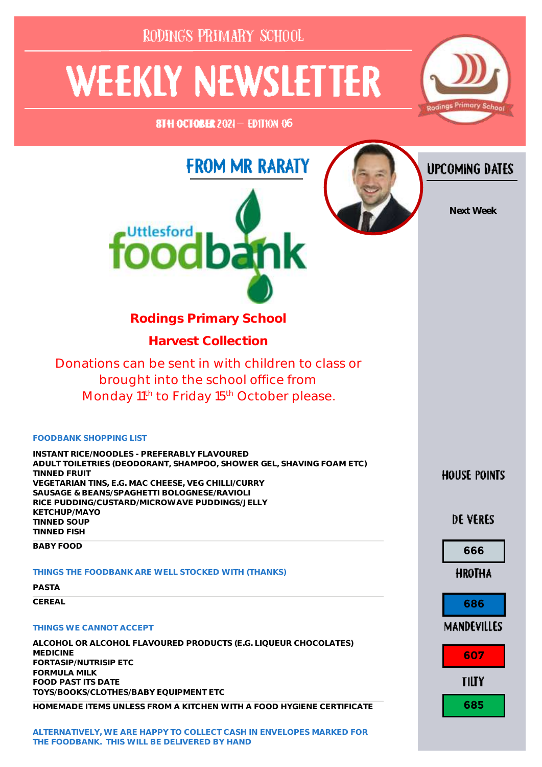RODINGS PRIMARY SCHOOL

# WEEKLY NEWSLETTER

8TH OCTOBER 2021 — EDITION 06

## FROM MR RARATY

Uttlesford foodbank

**Rodings Primary School**

**Harvest Collection**

Donations can be sent in with children to class or brought into the school office from Monday 11th to Friday 15th October please.

**FOODBANK SHOPPING LIST**

**INSTANT RICE/NOODLES - PREFERABLY FLAVOURED**
**ADULT TOILETRIES (DEODORANT, SHAMPOO, SHOWER GEL, SHAVING FOAM ETC)**
**TINNED FRUIT**
**VEGETARIAN TINS, E.G. MAC CHEESE, VEG CHILLI/CURRY**
**SAUSAGE & BEANS/SPAGHETTI BOLOGNESE/RAVIOLI**
**RICE PUDDING/CUSTARD/MICROWAVE PUDDINGS/JELLY**
**KETCHUP/MAYO**
**TINNED SOUP**
**TINNED FISH**
**BABY FOOD**

**THINGS THE FOODBANK ARE WELL STOCKED WITH (THANKS)**

**PASTA**
**CEREAL**

**THINGS WE CANNOT ACCEPT**

**ALCOHOL OR ALCOHOL FLAVOURED PRODUCTS (E.G. LIQUEUR CHOCOLATES)**
**MEDICINE**
**FORTASIP/NUTRISIP ETC**
**FORMULA MILK**
**FOOD PAST ITS DATE**
**TOYS/BOOKS/CLOTHES/BABY EQUIPMENT ETC**
**HOMEMADE ITEMS UNLESS FROM A KITCHEN WITH A FOOD HYGIENE CERTIFICATE**

**ALTERNATIVELY, WE ARE HAPPY TO COLLECT CASH IN ENVELOPES MARKED FOR THE FOODBANK. THIS WILL BE DELIVERED BY HAND**

## UPCOMING DATES

**Next Week**

## HOUSE POINTS

| House | Points |
| --- | --- |
| DE VERES | 666 |
| HROTHA | 686 |
| MANDEVILLES | 607 |
| TILTY | 685 |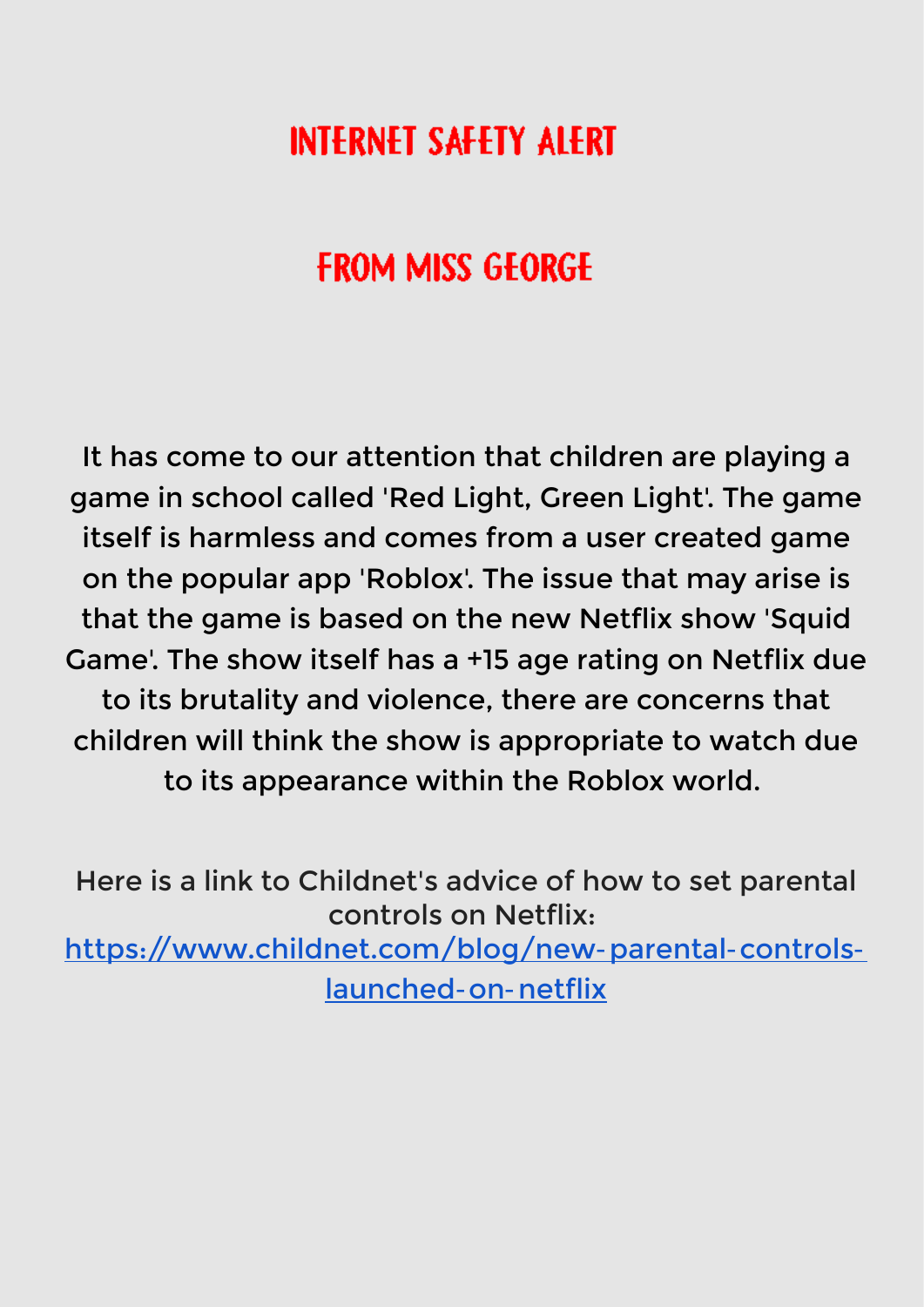# INTERNET SAFETY ALERT

# FROM MISS GEORGE

It has come to our attention that children are playing a game in school called 'Red Light, Green Light'. The game itself is harmless and comes from a user created game on the popular app 'Roblox'. The issue that may arise is that the game is based on the new Netflix show 'Squid Game'. The show itself has a +15 age rating on Netflix due to its brutality and violence, there are concerns that children will think the show is appropriate to watch due to its appearance within the Roblox world.

Here is a link to Childnet's advice of how to set parental controls on Netflix:
[https://www.childnet.com/blog/new-parental-controls-launched-on-netflix](https://www.childnet.com/blog/new-parental-controls-launched-on-netflix)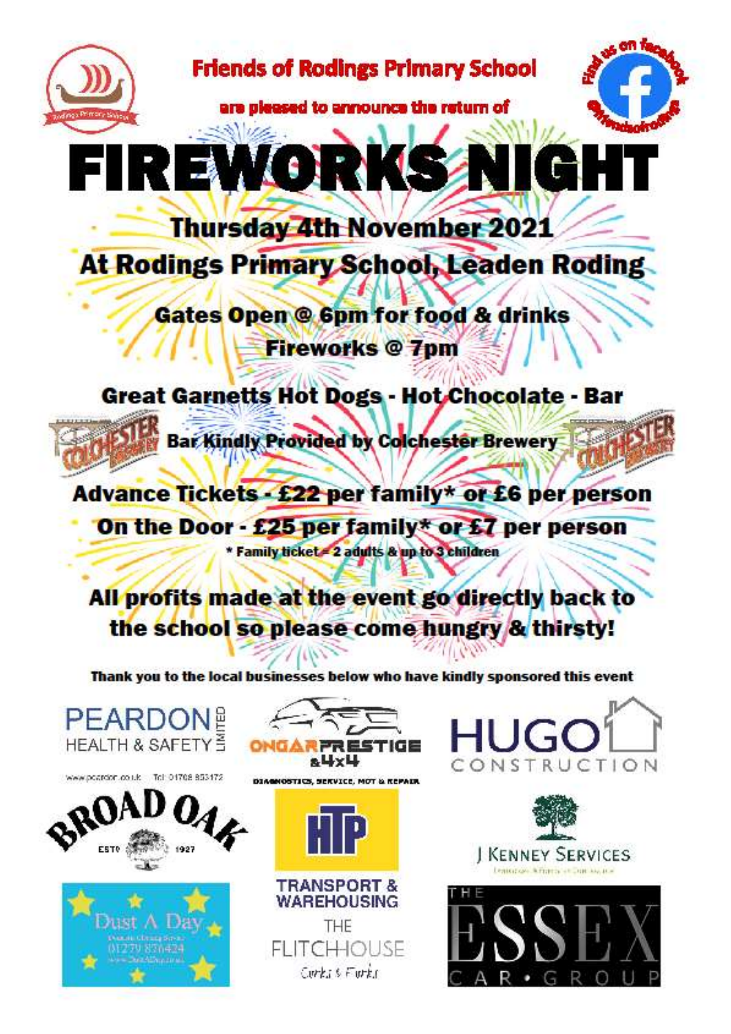Friends of Rodings Primary School

are pleased to announce the return of

# FIREWORKS NIGHT

## Thursday 4th November 2021

## At Rodings Primary School, Leaden Roding

**Gates Open @ 6pm for food & drinks**

**Fireworks @ 7pm**

**Great Garnetts Hot Dogs - Hot Chocolate - Bar**

**Bar Kindly Provided by Colchester Brewery**

**Advance Tickets - £22 per family* or £6 per person**

**On the Door - £25 per family* or £7 per person**

* Family ticket = 2 adults & up to 3 children

**All profits made at the event go directly back to the school so please come hungry & thirsty!**

Thank you to the local businesses below who have kindly sponsored this event

PEARDON HEALTH & SAFETY LIMITED
www.peardon.co.uk Tel: 01708 853172

ONGAR PRESTIGE & 4x4
DIAGNOSTICS, SERVICE, MOT & REPAIR

HUGO CONSTRUCTION

BROAD OAK EST'D 1927

HTP TRANSPORT & WAREHOUSING

J KENNEY SERVICES

Dust A Day
01279 876424

THE FLITCH HOUSE
Corks & Forks

THE ESSEX CAR • GROUP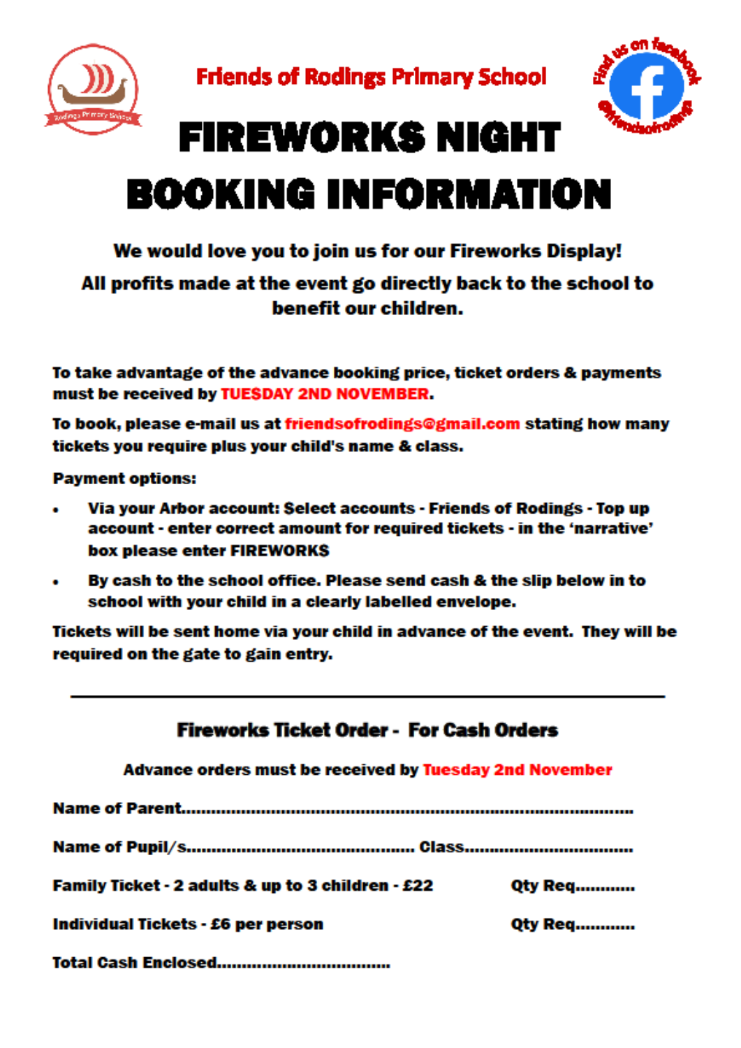Friends of Rodings Primary School

Find us on facebook @friendsofrodings

# FIREWORKS NIGHT BOOKING INFORMATION

**We would love you to join us for our Fireworks Display!**

**All profits made at the event go directly back to the school to benefit our children.**

**To take advantage of the advance booking price, ticket orders & payments must be received by TUESDAY 2ND NOVEMBER.**

**To book, please e-mail us at friendsofrodings@gmail.com stating how many tickets you require plus your child's name & class.**

**Payment options:**

- **Via your Arbor account: Select accounts - Friends of Rodings - Top up account - enter correct amount for required tickets - in the 'narrative' box please enter FIREWORKS**
- **By cash to the school office. Please send cash & the slip below in to school with your child in a clearly labelled envelope.**

**Tickets will be sent home via your child in advance of the event. They will be required on the gate to gain entry.**

---

## Fireworks Ticket Order - For Cash Orders

**Advance orders must be received by Tuesday 2nd November**

**Name of Parent**.......................................................................................

**Name of Pupil/s**............................................ **Class**................................

**Family Ticket - 2 adults & up to 3 children - £22** **Qty Req**...........

**Individual Tickets - £6 per person** **Qty Req**...........

**Total Cash Enclosed**.................................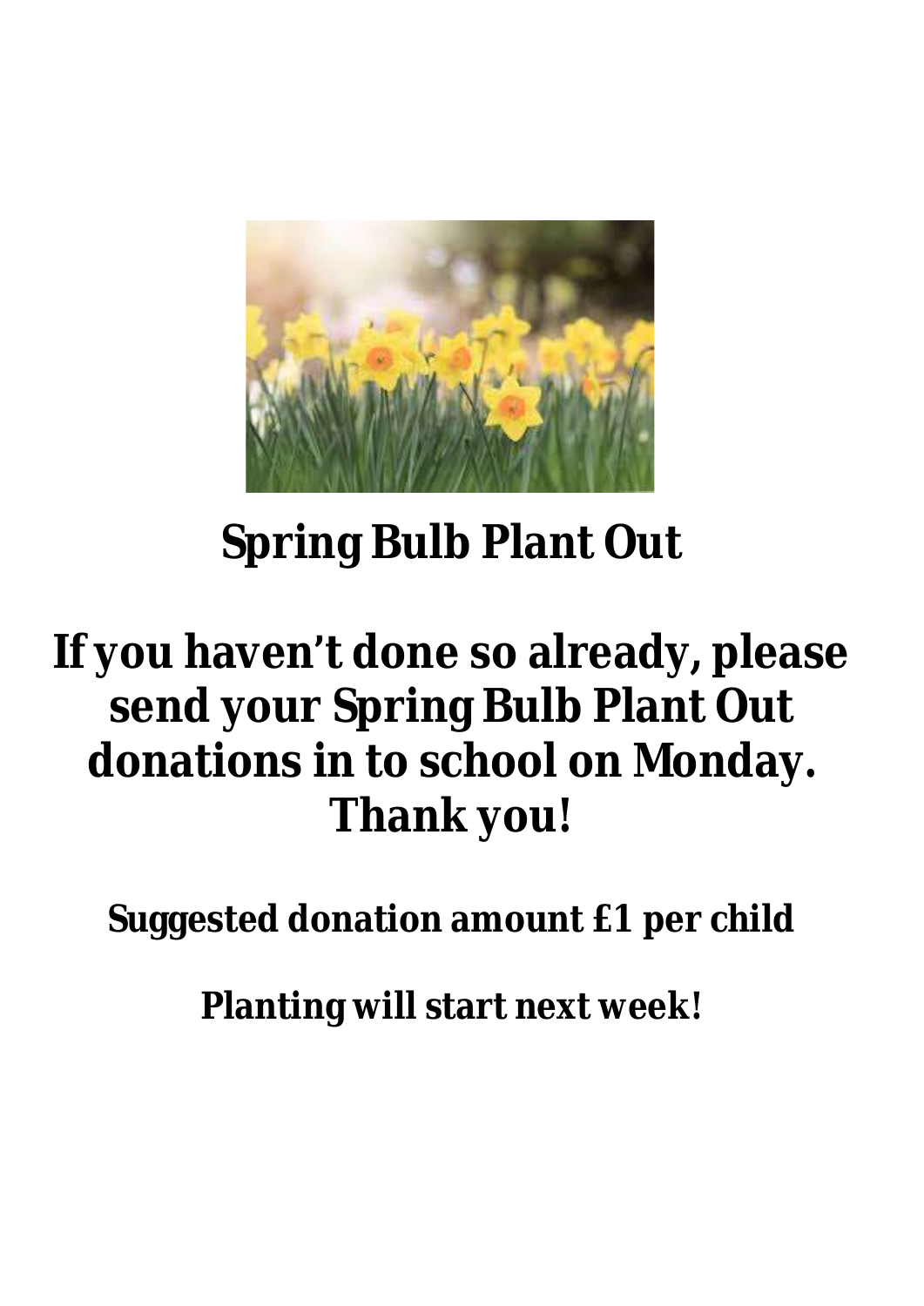# Spring Bulb Plant Out

## If you haven't done so already, please send your Spring Bulb Plant Out donations in to school on Monday. Thank you!

**Suggested donation amount £1 per child**

**Planting will start next week!**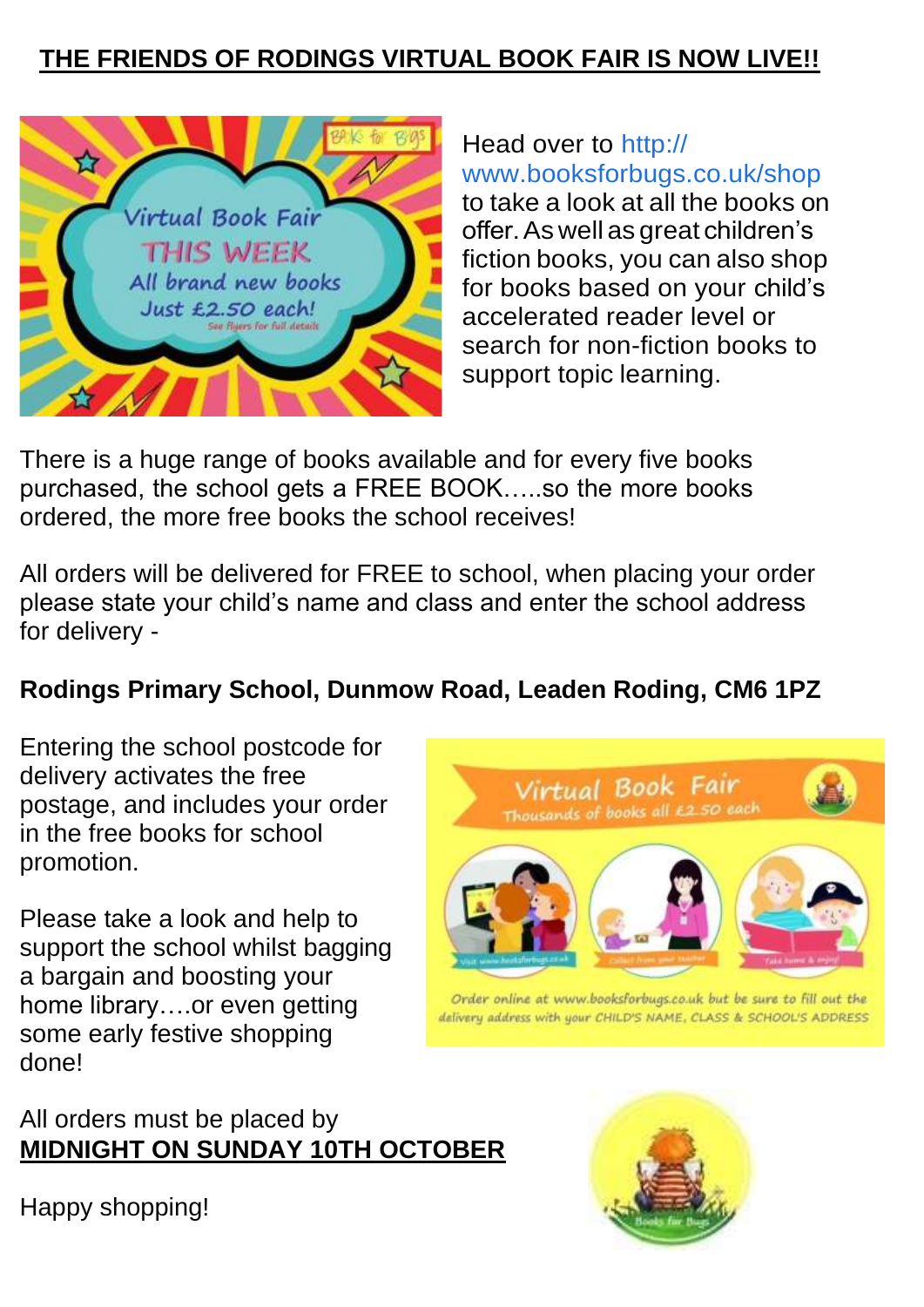## **THE FRIENDS OF RODINGS VIRTUAL BOOK FAIR IS NOW LIVE!!**

Head over to http://www.booksforbugs.co.uk/shop to take a look at all the books on offer. As well as great children's fiction books, you can also shop for books based on your child's accelerated reader level or search for non-fiction books to support topic learning.

There is a huge range of books available and for every five books purchased, the school gets a FREE BOOK…..so the more books ordered, the more free books the school receives!

All orders will be delivered for FREE to school, when placing your order please state your child's name and class and enter the school address for delivery -

**Rodings Primary School, Dunmow Road, Leaden Roding, CM6 1PZ**

Entering the school postcode for delivery activates the free postage, and includes your order in the free books for school promotion.

Please take a look and help to support the school whilst bagging a bargain and boosting your home library….or even getting some early festive shopping done!

All orders must be placed by
**MIDNIGHT ON SUNDAY 10TH OCTOBER**

Happy shopping!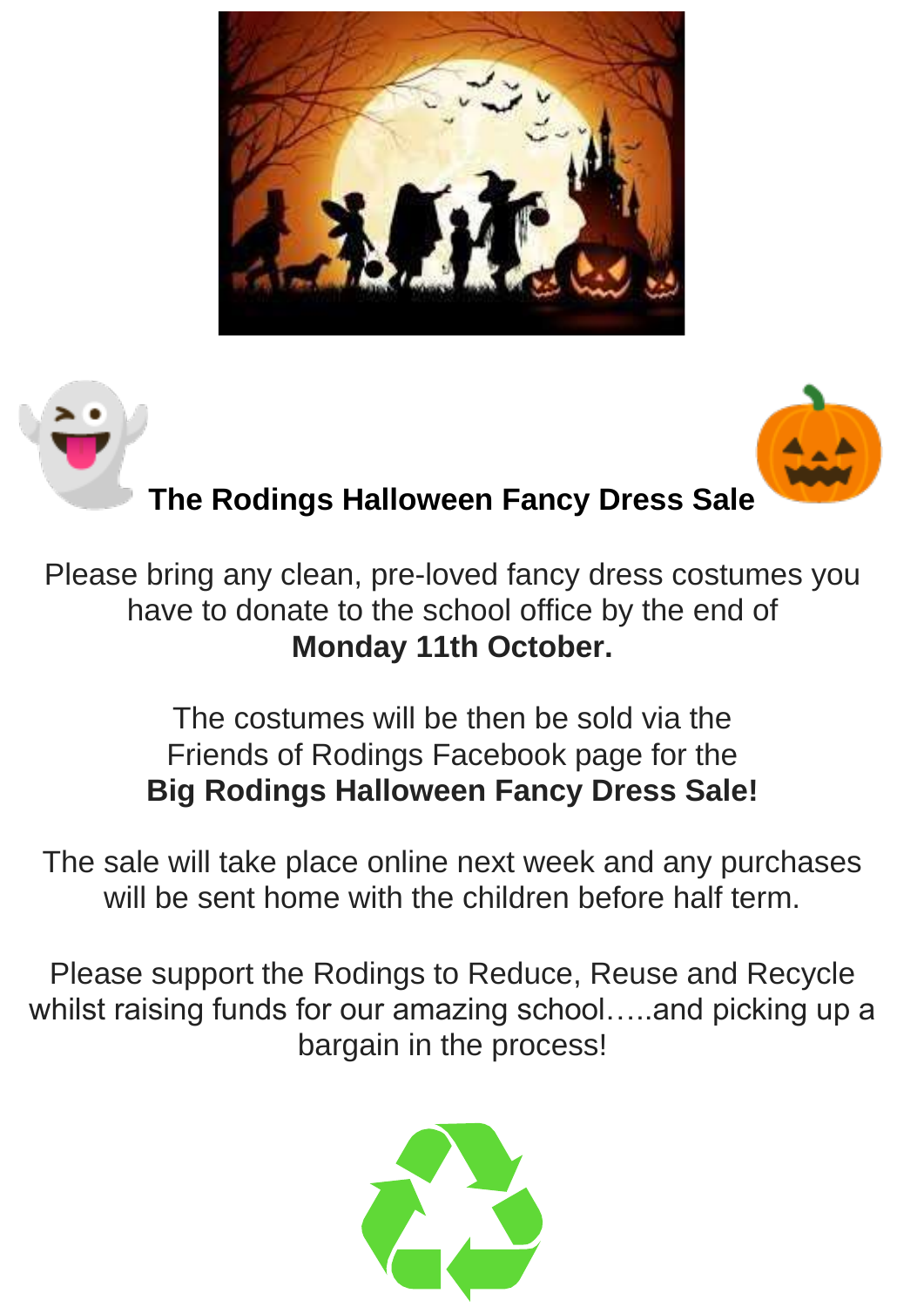## The Rodings Halloween Fancy Dress Sale

Please bring any clean, pre-loved fancy dress costumes you have to donate to the school office by the end of **Monday 11th October.**

The costumes will be then be sold via the Friends of Rodings Facebook page for the **Big Rodings Halloween Fancy Dress Sale!**

The sale will take place online next week and any purchases will be sent home with the children before half term.

Please support the Rodings to Reduce, Reuse and Recycle whilst raising funds for our amazing school…..and picking up a bargain in the process!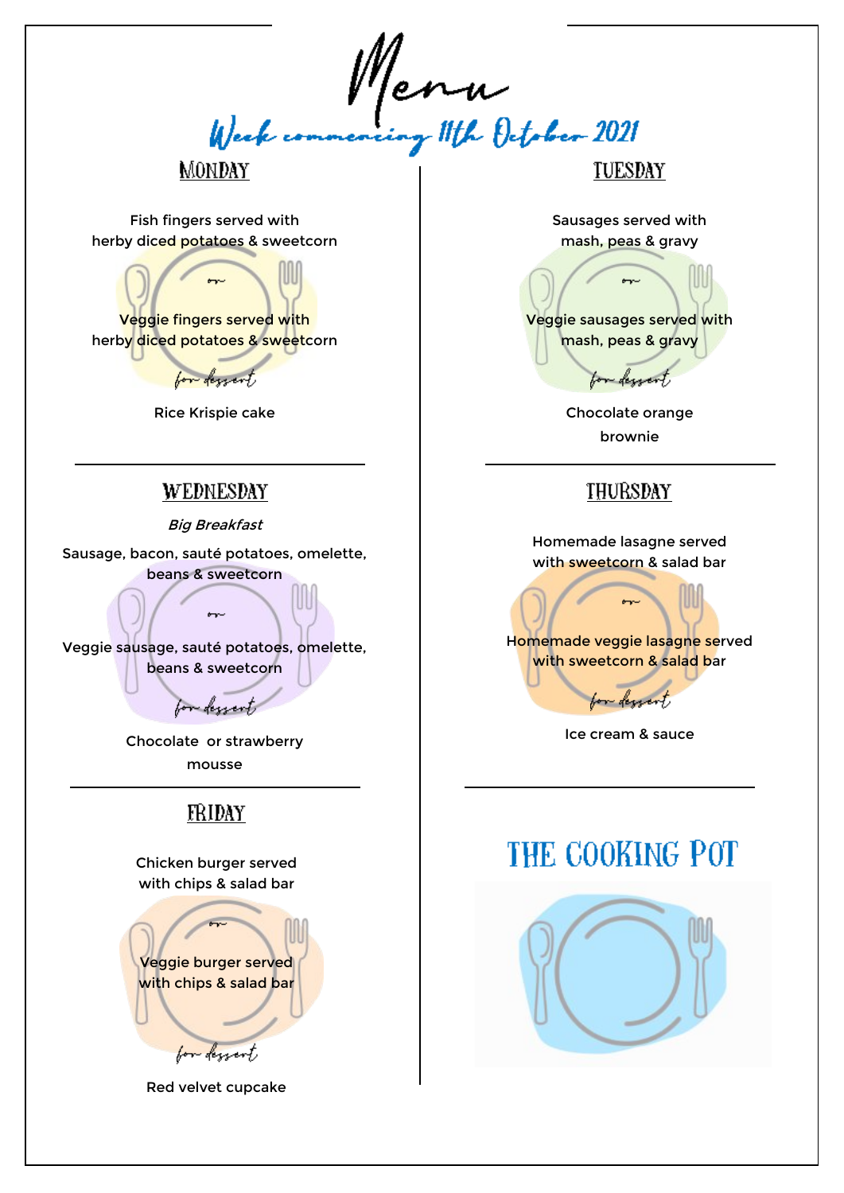# Menu

## Week commencing 11th October 2021

### MONDAY

Fish fingers served with
herby diced potatoes & sweetcorn

or

Veggie fingers served with
herby diced potatoes & sweetcorn

*for dessert*

Rice Krispie cake

### TUESDAY

Sausages served with
mash, peas & gravy

or

Veggie sausages served with
mash, peas & gravy

*for dessert*

Chocolate orange
brownie

### WEDNESDAY

*Big Breakfast*

Sausage, bacon, sauté potatoes, omelette,
beans & sweetcorn

or

Veggie sausage, sauté potatoes, omelette,
beans & sweetcorn

*for dessert*

Chocolate or strawberry
mousse

### THURSDAY

Homemade lasagne served
with sweetcorn & salad bar

or

Homemade veggie lasagne served
with sweetcorn & salad bar

*for dessert*

Ice cream & sauce

### FRIDAY

Chicken burger served
with chips & salad bar

or

Veggie burger served
with chips & salad bar

*for dessert*

Red velvet cupcake

## THE COOKING POT